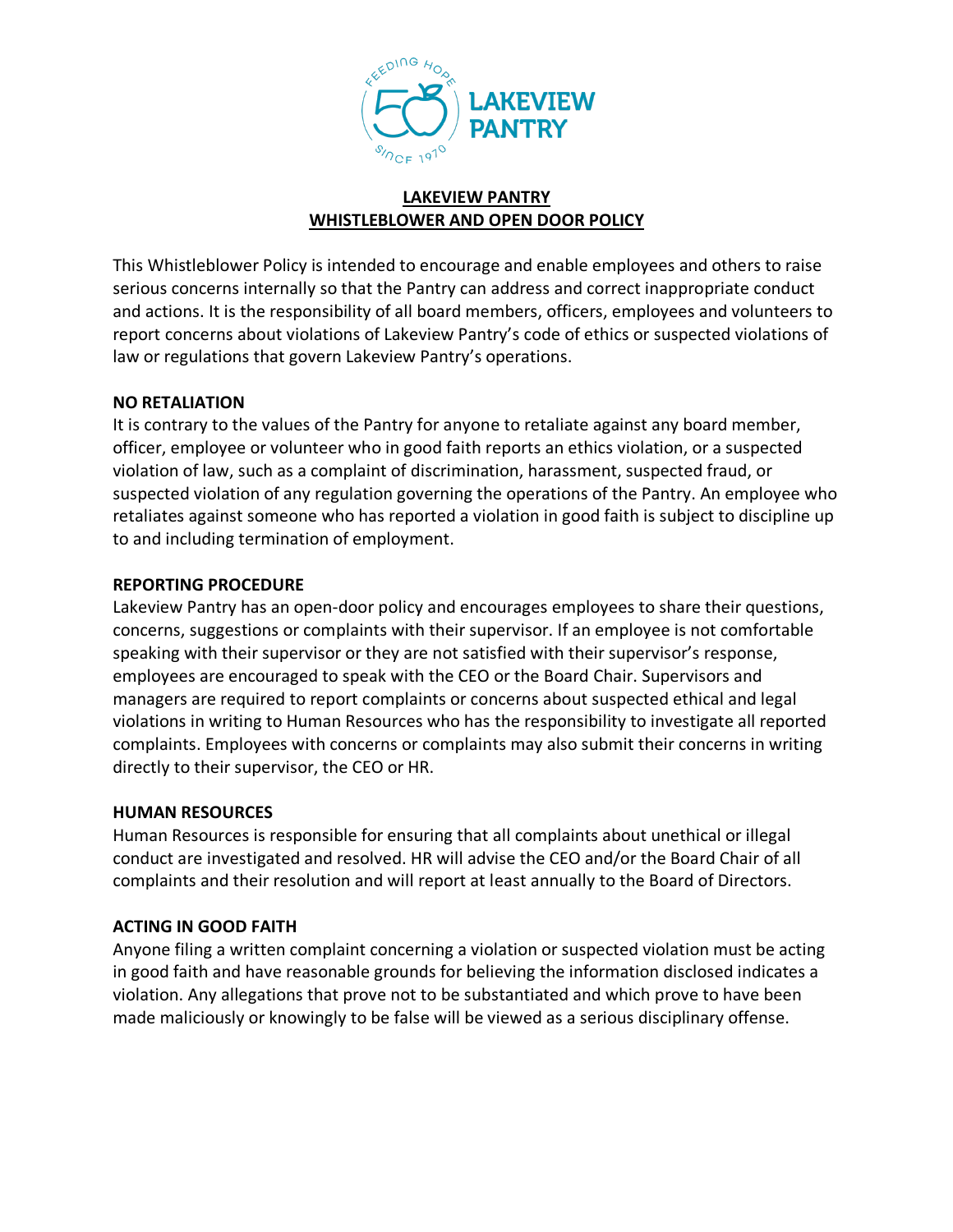# LAKEVIEW PANTRY
# WHISTLEBLOWER AND OPEN DOOR POLICY

This Whistleblower Policy is intended to encourage and enable employees and others to raise serious concerns internally so that the Pantry can address and correct inappropriate conduct and actions. It is the responsibility of all board members, officers, employees and volunteers to report concerns about violations of Lakeview Pantry's code of ethics or suspected violations of law or regulations that govern Lakeview Pantry's operations.

## NO RETALIATION

It is contrary to the values of the Pantry for anyone to retaliate against any board member, officer, employee or volunteer who in good faith reports an ethics violation, or a suspected violation of law, such as a complaint of discrimination, harassment, suspected fraud, or suspected violation of any regulation governing the operations of the Pantry. An employee who retaliates against someone who has reported a violation in good faith is subject to discipline up to and including termination of employment.

## REPORTING PROCEDURE

Lakeview Pantry has an open-door policy and encourages employees to share their questions, concerns, suggestions or complaints with their supervisor. If an employee is not comfortable speaking with their supervisor or they are not satisfied with their supervisor's response, employees are encouraged to speak with the CEO or the Board Chair. Supervisors and managers are required to report complaints or concerns about suspected ethical and legal violations in writing to Human Resources who has the responsibility to investigate all reported complaints. Employees with concerns or complaints may also submit their concerns in writing directly to their supervisor, the CEO or HR.

## HUMAN RESOURCES

Human Resources is responsible for ensuring that all complaints about unethical or illegal conduct are investigated and resolved. HR will advise the CEO and/or the Board Chair of all complaints and their resolution and will report at least annually to the Board of Directors.

## ACTING IN GOOD FAITH

Anyone filing a written complaint concerning a violation or suspected violation must be acting in good faith and have reasonable grounds for believing the information disclosed indicates a violation. Any allegations that prove not to be substantiated and which prove to have been made maliciously or knowingly to be false will be viewed as a serious disciplinary offense.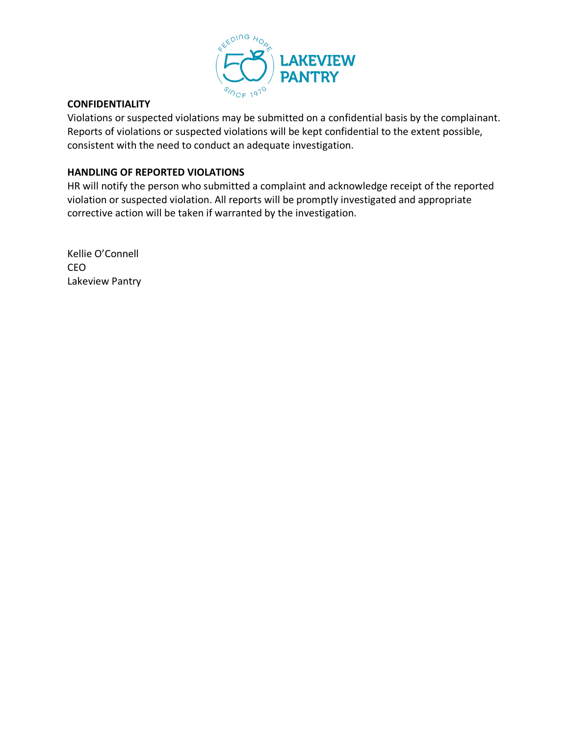**CONFIDENTIALITY**

Violations or suspected violations may be submitted on a confidential basis by the complainant. Reports of violations or suspected violations will be kept confidential to the extent possible, consistent with the need to conduct an adequate investigation.

**HANDLING OF REPORTED VIOLATIONS**

HR will notify the person who submitted a complaint and acknowledge receipt of the reported violation or suspected violation. All reports will be promptly investigated and appropriate corrective action will be taken if warranted by the investigation.

Kellie O'Connell
CEO
Lakeview Pantry